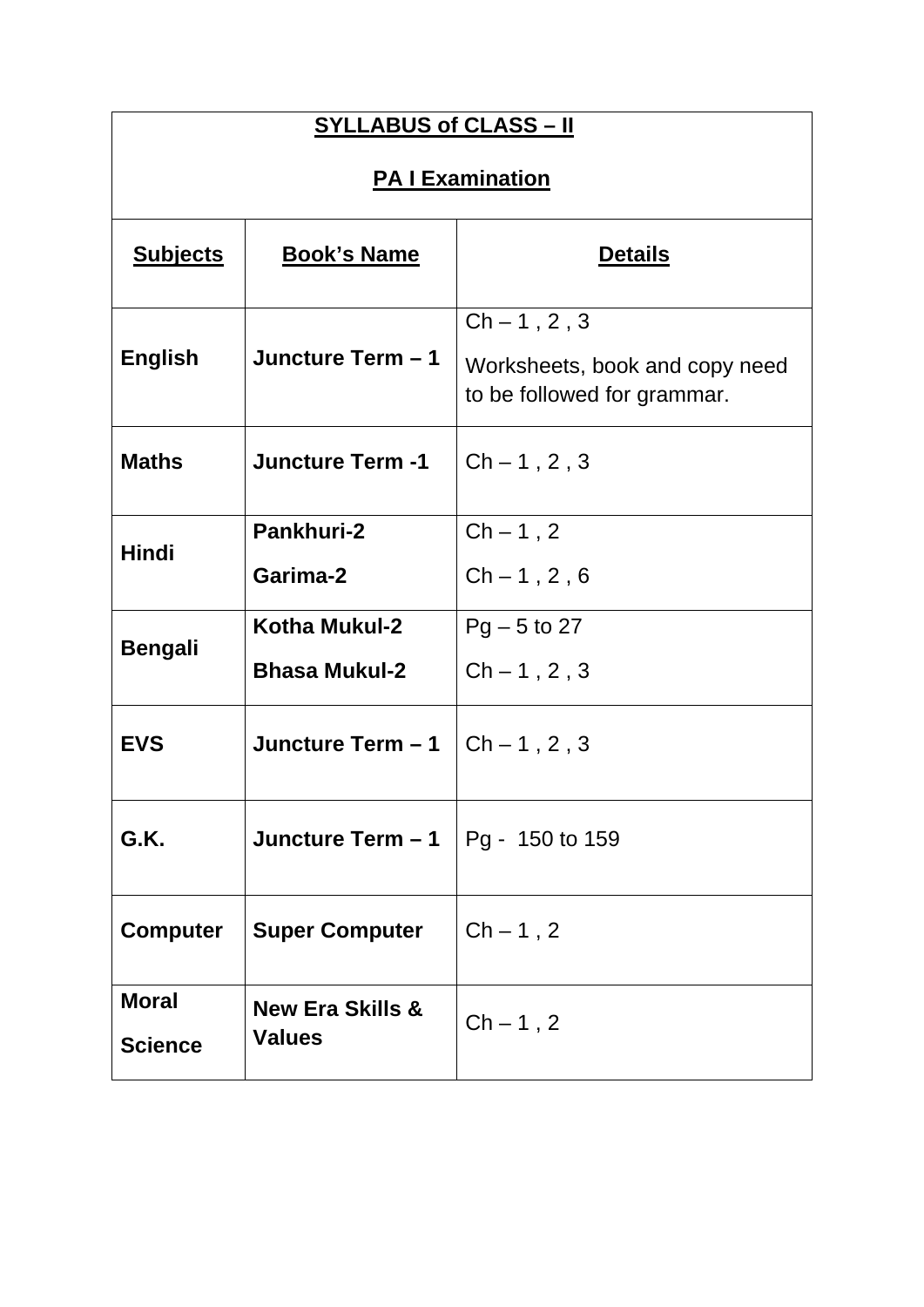## SYLLABUS of CLASS – II

## PA I Examination

| Subjects | Book's Name | Details |
|---|---|---|
| **English** | **Juncture Term – 1** | Ch – 1 , 2 , 3<br>Worksheets, book and copy need to be followed for grammar. |
| **Maths** | **Juncture Term -1** | Ch – 1 , 2 , 3 |
| **Hindi** | **Pankhuri-2**<br>**Garima-2** | Ch – 1 , 2<br>Ch – 1 , 2 , 6 |
| **Bengali** | **Kotha Mukul-2**<br>**Bhasa Mukul-2** | Pg – 5 to 27<br>Ch – 1 , 2 , 3 |
| **EVS** | **Juncture Term – 1** | Ch – 1 , 2 , 3 |
| **G.K.** | **Juncture Term – 1** | Pg - 150 to 159 |
| **Computer** | **Super Computer** | Ch – 1 , 2 |
| **Moral Science** | **New Era Skills & Values** | Ch – 1 , 2 |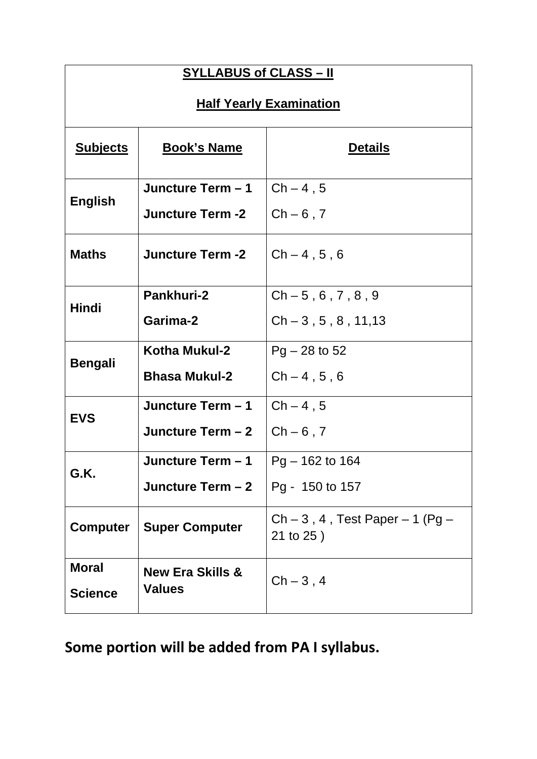## SYLLABUS of CLASS – II

### Half Yearly Examination

| Subjects | Book's Name | Details |
|---|---|---|
| **English** | **Juncture Term – 1** | Ch – 4 , 5 |
| | **Juncture Term -2** | Ch – 6 , 7 |
| **Maths** | **Juncture Term -2** | Ch – 4 , 5 , 6 |
| **Hindi** | **Pankhuri-2** | Ch – 5 , 6 , 7 , 8 , 9 |
| | **Garima-2** | Ch – 3 , 5 , 8 , 11,13 |
| **Bengali** | **Kotha Mukul-2** | Pg – 28 to 52 |
| | **Bhasa Mukul-2** | Ch – 4 , 5 , 6 |
| **EVS** | **Juncture Term – 1** | Ch – 4 , 5 |
| | **Juncture Term – 2** | Ch – 6 , 7 |
| **G.K.** | **Juncture Term – 1** | Pg – 162 to 164 |
| | **Juncture Term – 2** | Pg - 150 to 157 |
| **Computer** | **Super Computer** | Ch – 3 , 4 , Test Paper – 1 (Pg – 21 to 25 ) |
| **Moral Science** | **New Era Skills & Values** | Ch – 3 , 4 |

**Some portion will be added from PA I syllabus.**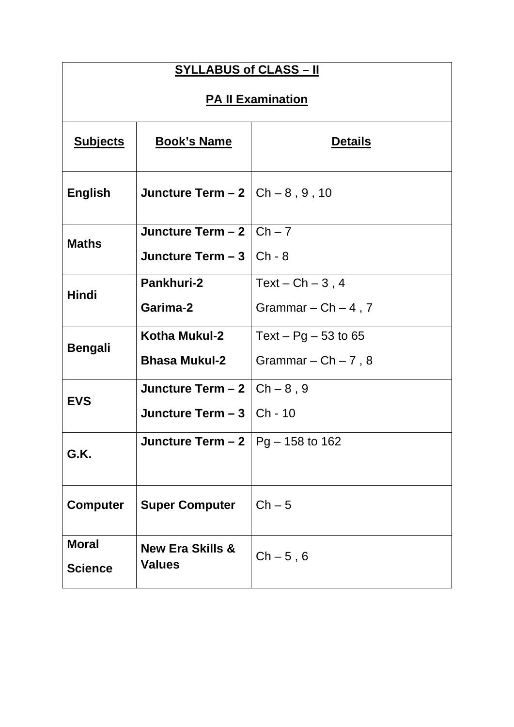**SYLLABUS of CLASS – II**

**PA II Examination**

| Subjects | Book's Name | Details |
|---|---|---|
| **English** | **Juncture Term – 2** | Ch – 8 , 9 , 10 |
| **Maths** | **Juncture Term – 2**<br>**Juncture Term – 3** | Ch – 7<br>Ch - 8 |
| **Hindi** | **Pankhuri-2**<br>**Garima-2** | Text – Ch – 3 , 4<br>Grammar – Ch – 4 , 7 |
| **Bengali** | **Kotha Mukul-2**<br>**Bhasa Mukul-2** | Text – Pg – 53 to 65<br>Grammar – Ch – 7 , 8 |
| **EVS** | **Juncture Term – 2**<br>**Juncture Term – 3** | Ch – 8 , 9<br>Ch - 10 |
| **G.K.** | **Juncture Term – 2** | Pg – 158 to 162 |
| **Computer** | **Super Computer** | Ch – 5 |
| **Moral Science** | **New Era Skills & Values** | Ch – 5 , 6 |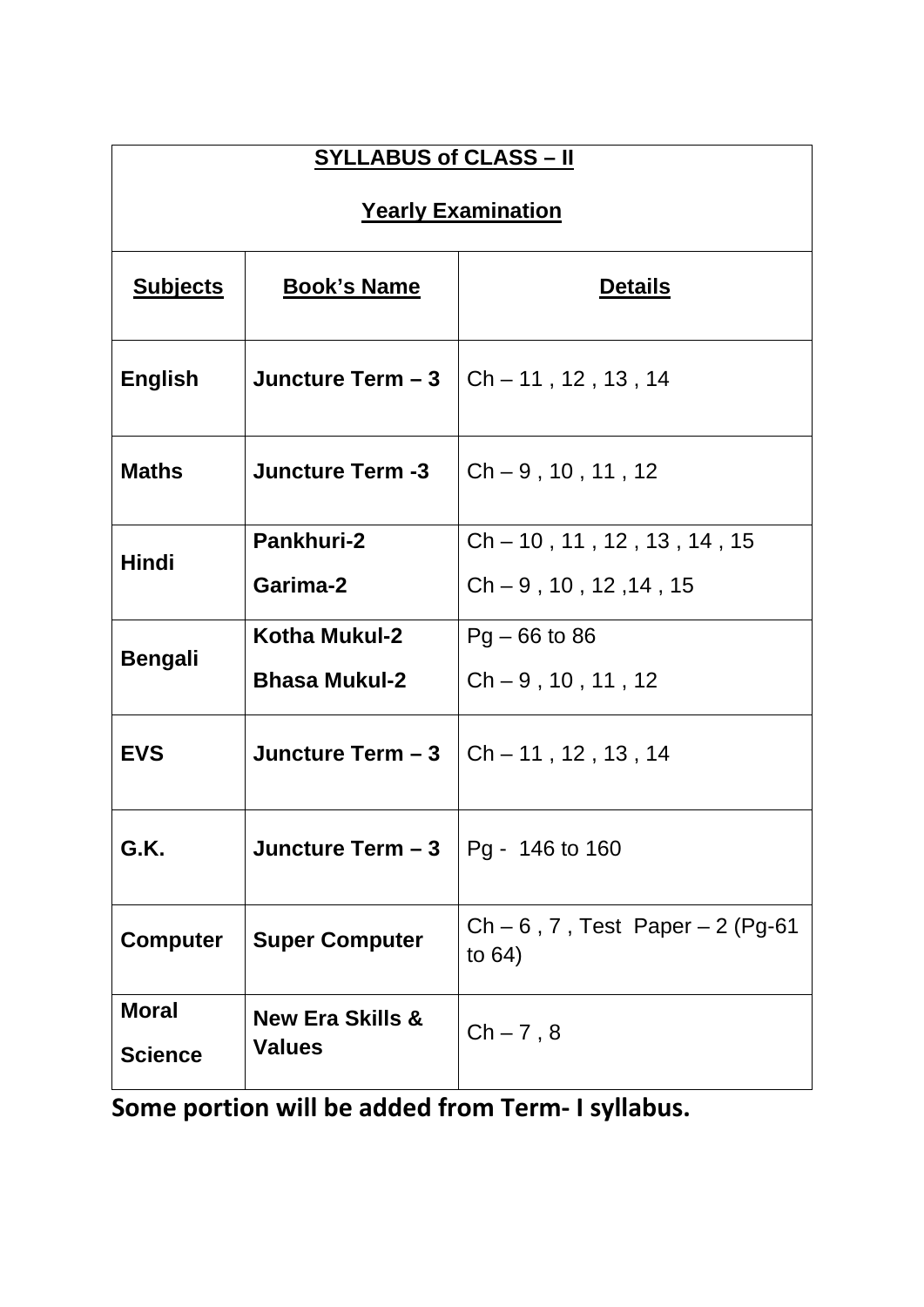# SYLLABUS of CLASS – II

## Yearly Examination

| Subjects | Book's Name | Details |
|---|---|---|
| **English** | **Juncture Term – 3** | Ch – 11 , 12 , 13 , 14 |
| **Maths** | **Juncture Term -3** | Ch – 9 , 10 , 11 , 12 |
| **Hindi** | **Pankhuri-2**<br>**Garima-2** | Ch – 10 , 11 , 12 , 13 , 14 , 15<br>Ch – 9 , 10 , 12 ,14 , 15 |
| **Bengali** | **Kotha Mukul-2**<br>**Bhasa Mukul-2** | Pg – 66 to 86<br>Ch – 9 , 10 , 11 , 12 |
| **EVS** | **Juncture Term – 3** | Ch – 11 , 12 , 13 , 14 |
| **G.K.** | **Juncture Term – 3** | Pg - 146 to 160 |
| **Computer** | **Super Computer** | Ch – 6 , 7 , Test Paper – 2 (Pg-61 to 64) |
| **Moral Science** | **New Era Skills & Values** | Ch – 7 , 8 |

**Some portion will be added from Term- I syllabus.**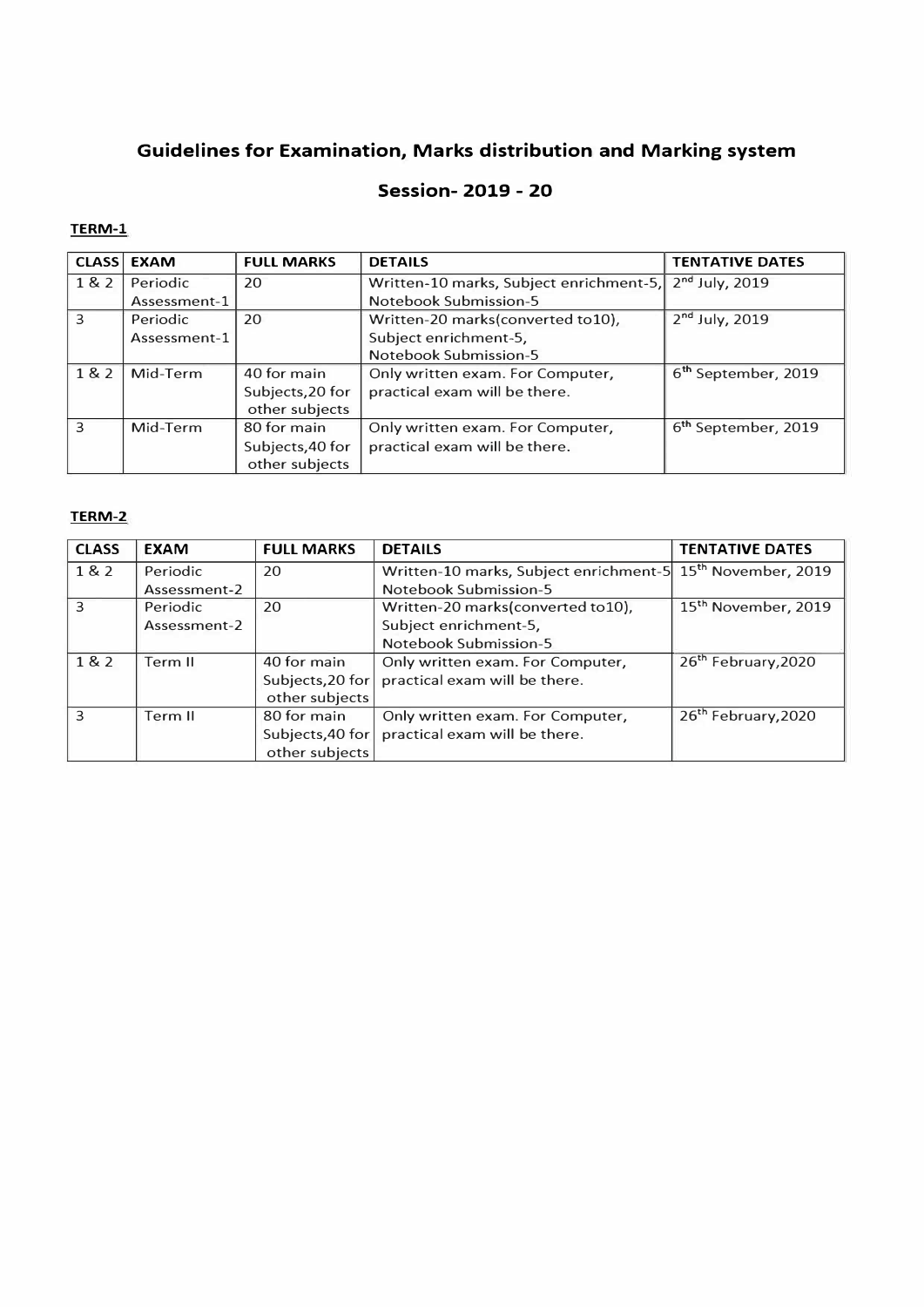# Guidelines for Examination, Marks distribution and Marking system

## Session- 2019 - 20

**TERM-1**

| CLASS | EXAM | FULL MARKS | DETAILS | TENTATIVE DATES |
|---|---|---|---|---|
| 1 & 2 | Periodic Assessment-1 | 20 | Written-10 marks, Subject enrichment-5, Notebook Submission-5 | 2nd July, 2019 |
| 3 | Periodic Assessment-1 | 20 | Written-20 marks(converted to10), Subject enrichment-5, Notebook Submission-5 | 2nd July, 2019 |
| 1 & 2 | Mid-Term | 40 for main Subjects,20 for other subjects | Only written exam. For Computer, practical exam will be there. | 6th September, 2019 |
| 3 | Mid-Term | 80 for main Subjects,40 for other subjects | Only written exam. For Computer, practical exam will be there. | 6th September, 2019 |

**TERM-2**

| CLASS | EXAM | FULL MARKS | DETAILS | TENTATIVE DATES |
|---|---|---|---|---|
| 1 & 2 | Periodic Assessment-2 | 20 | Written-10 marks, Subject enrichment-5 Notebook Submission-5 | 15th November, 2019 |
| 3 | Periodic Assessment-2 | 20 | Written-20 marks(converted to10), Subject enrichment-5, Notebook Submission-5 | 15th November, 2019 |
| 1 & 2 | Term II | 40 for main Subjects,20 for other subjects | Only written exam. For Computer, practical exam will be there. | 26th February,2020 |
| 3 | Term II | 80 for main Subjects,40 for other subjects | Only written exam. For Computer, practical exam will be there. | 26th February,2020 |